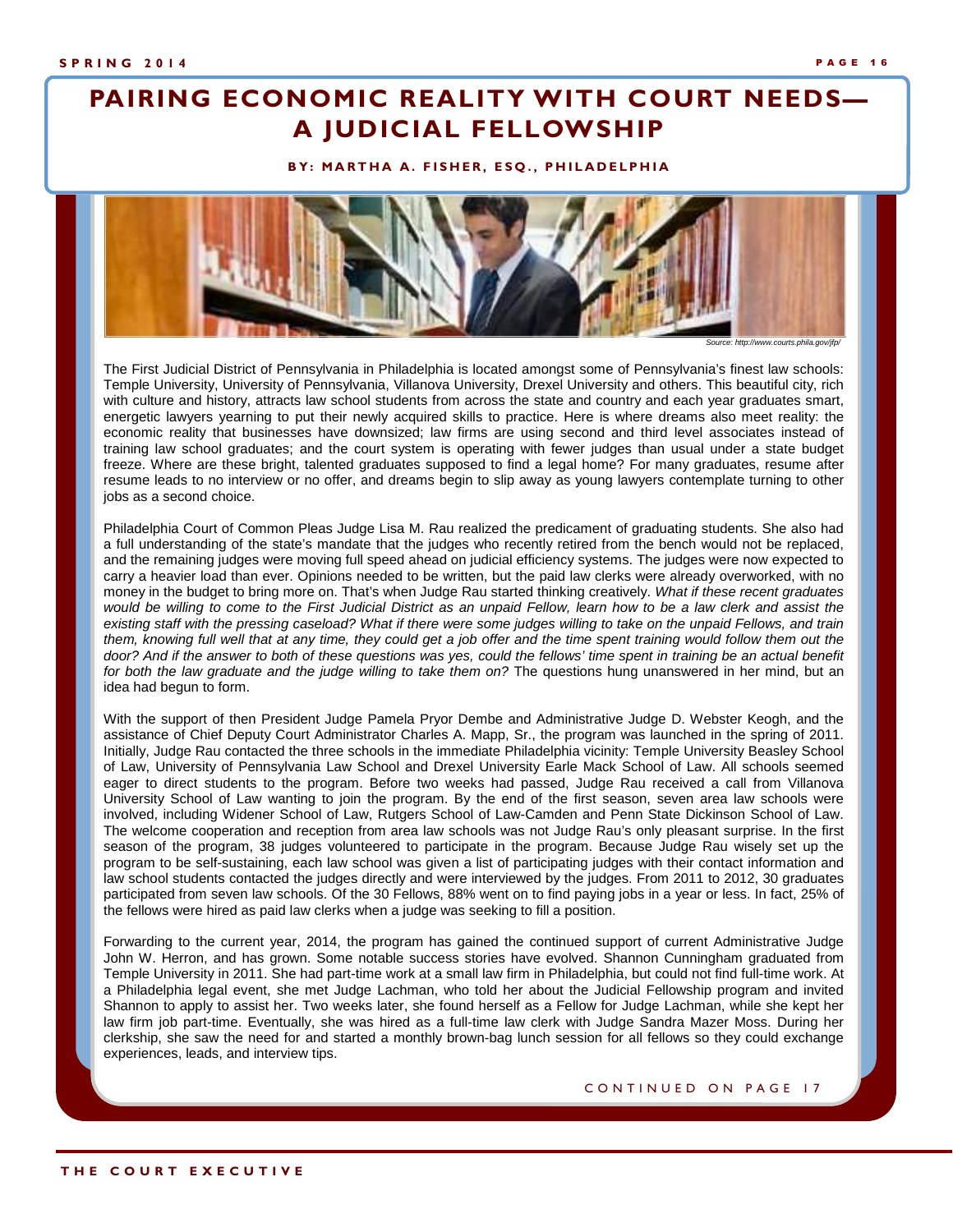# PAIRING ECONOMIC REALITY WITH COURT NEEDS—A JUDICIAL FELLOWSHIP

**BY: MARTHA A. FISHER, ESQ., PHILADELPHIA**

Source: http://www.courts.phila.gov/jfp/

The First Judicial District of Pennsylvania in Philadelphia is located amongst some of Pennsylvania's finest law schools: Temple University, University of Pennsylvania, Villanova University, Drexel University and others. This beautiful city, rich with culture and history, attracts law school students from across the state and country and each year graduates smart, energetic lawyers yearning to put their newly acquired skills to practice. Here is where dreams also meet reality: the economic reality that businesses have downsized; law firms are using second and third level associates instead of training law school graduates; and the court system is operating with fewer judges than usual under a state budget freeze. Where are these bright, talented graduates supposed to find a legal home? For many graduates, resume after resume leads to no interview or no offer, and dreams begin to slip away as young lawyers contemplate turning to other jobs as a second choice.

Philadelphia Court of Common Pleas Judge Lisa M. Rau realized the predicament of graduating students. She also had a full understanding of the state's mandate that the judges who recently retired from the bench would not be replaced, and the remaining judges were moving full speed ahead on judicial efficiency systems. The judges were now expected to carry a heavier load than ever. Opinions needed to be written, but the paid law clerks were already overworked, with no money in the budget to bring more on. That's when Judge Rau started thinking creatively. *What if these recent graduates would be willing to come to the First Judicial District as an unpaid Fellow, learn how to be a law clerk and assist the existing staff with the pressing caseload? What if there were some judges willing to take on the unpaid Fellows, and train them, knowing full well that at any time, they could get a job offer and the time spent training would follow them out the door? And if the answer to both of these questions was yes, could the fellows' time spent in training be an actual benefit for both the law graduate and the judge willing to take them on?* The questions hung unanswered in her mind, but an idea had begun to form.

With the support of then President Judge Pamela Pryor Dembe and Administrative Judge D. Webster Keogh, and the assistance of Chief Deputy Court Administrator Charles A. Mapp, Sr., the program was launched in the spring of 2011. Initially, Judge Rau contacted the three schools in the immediate Philadelphia vicinity: Temple University Beasley School of Law, University of Pennsylvania Law School and Drexel University Earle Mack School of Law. All schools seemed eager to direct students to the program. Before two weeks had passed, Judge Rau received a call from Villanova University School of Law wanting to join the program. By the end of the first season, seven area law schools were involved, including Widener School of Law, Rutgers School of Law-Camden and Penn State Dickinson School of Law. The welcome cooperation and reception from area law schools was not Judge Rau's only pleasant surprise. In the first season of the program, 38 judges volunteered to participate in the program. Because Judge Rau wisely set up the program to be self-sustaining, each law school was given a list of participating judges with their contact information and law school students contacted the judges directly and were interviewed by the judges. From 2011 to 2012, 30 graduates participated from seven law schools. Of the 30 Fellows, 88% went on to find paying jobs in a year or less. In fact, 25% of the fellows were hired as paid law clerks when a judge was seeking to fill a position.

Forwarding to the current year, 2014, the program has gained the continued support of current Administrative Judge John W. Herron, and has grown. Some notable success stories have evolved. Shannon Cunningham graduated from Temple University in 2011. She had part-time work at a small law firm in Philadelphia, but could not find full-time work. At a Philadelphia legal event, she met Judge Lachman, who told her about the Judicial Fellowship program and invited Shannon to apply to assist her. Two weeks later, she found herself as a Fellow for Judge Lachman, while she kept her law firm job part-time. Eventually, she was hired as a full-time law clerk with Judge Sandra Mazer Moss. During her clerkship, she saw the need for and started a monthly brown-bag lunch session for all fellows so they could exchange experiences, leads, and interview tips.

CONTINUED ON PAGE 17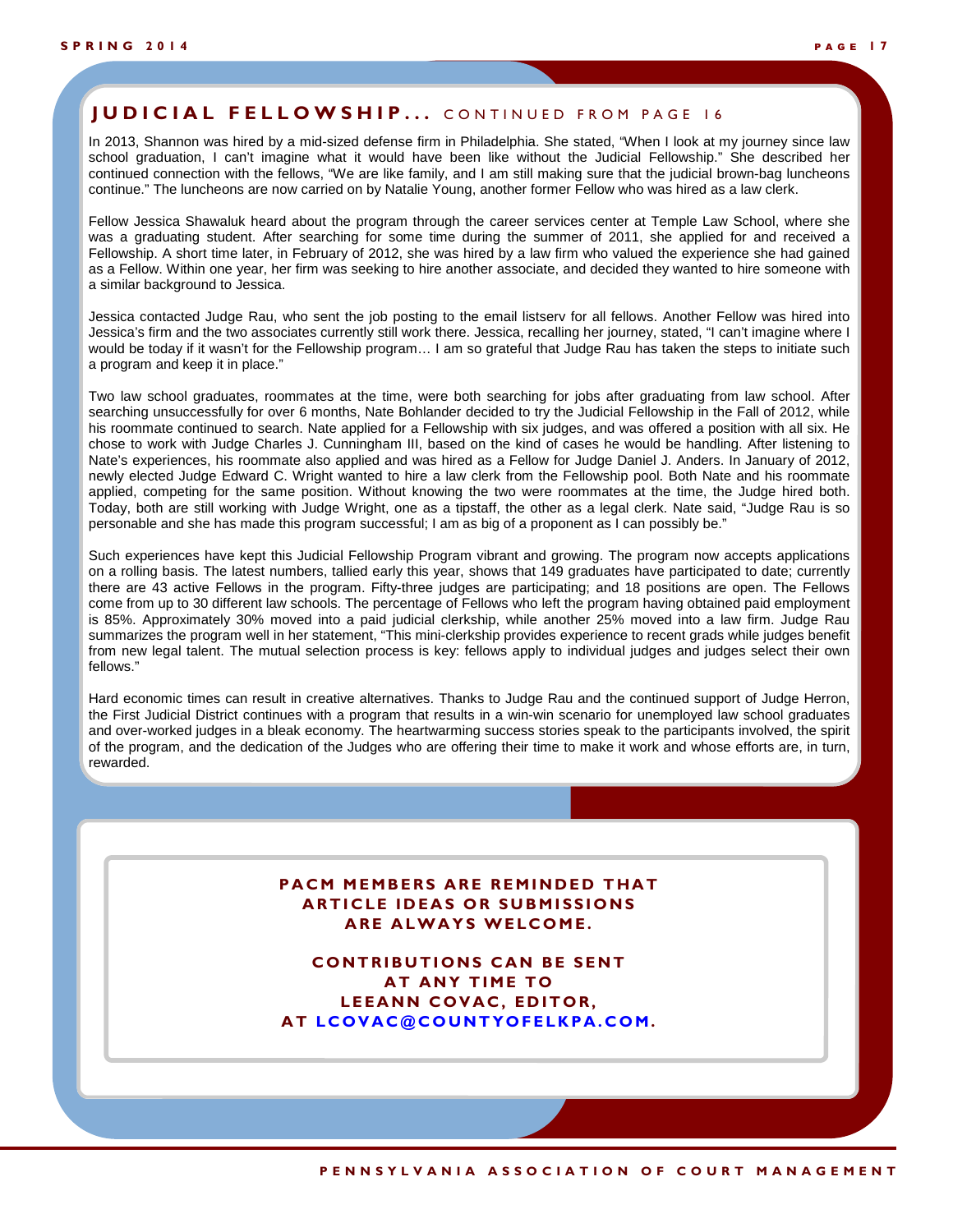## JUDICIAL FELLOWSHIP... CONTINUED FROM PAGE 16

In 2013, Shannon was hired by a mid-sized defense firm in Philadelphia. She stated, "When I look at my journey since law school graduation, I can't imagine what it would have been like without the Judicial Fellowship." She described her continued connection with the fellows, "We are like family, and I am still making sure that the judicial brown-bag luncheons continue." The luncheons are now carried on by Natalie Young, another former Fellow who was hired as a law clerk.

Fellow Jessica Shawaluk heard about the program through the career services center at Temple Law School, where she was a graduating student. After searching for some time during the summer of 2011, she applied for and received a Fellowship. A short time later, in February of 2012, she was hired by a law firm who valued the experience she had gained as a Fellow. Within one year, her firm was seeking to hire another associate, and decided they wanted to hire someone with a similar background to Jessica.

Jessica contacted Judge Rau, who sent the job posting to the email listserv for all fellows. Another Fellow was hired into Jessica's firm and the two associates currently still work there. Jessica, recalling her journey, stated, "I can't imagine where I would be today if it wasn't for the Fellowship program… I am so grateful that Judge Rau has taken the steps to initiate such a program and keep it in place."

Two law school graduates, roommates at the time, were both searching for jobs after graduating from law school. After searching unsuccessfully for over 6 months, Nate Bohlander decided to try the Judicial Fellowship in the Fall of 2012, while his roommate continued to search. Nate applied for a Fellowship with six judges, and was offered a position with all six. He chose to work with Judge Charles J. Cunningham III, based on the kind of cases he would be handling. After listening to Nate's experiences, his roommate also applied and was hired as a Fellow for Judge Daniel J. Anders. In January of 2012, newly elected Judge Edward C. Wright wanted to hire a law clerk from the Fellowship pool. Both Nate and his roommate applied, competing for the same position. Without knowing the two were roommates at the time, the Judge hired both. Today, both are still working with Judge Wright, one as a tipstaff, the other as a legal clerk. Nate said, "Judge Rau is so personable and she has made this program successful; I am as big of a proponent as I can possibly be."

Such experiences have kept this Judicial Fellowship Program vibrant and growing. The program now accepts applications on a rolling basis. The latest numbers, tallied early this year, shows that 149 graduates have participated to date; currently there are 43 active Fellows in the program. Fifty-three judges are participating; and 18 positions are open. The Fellows come from up to 30 different law schools. The percentage of Fellows who left the program having obtained paid employment is 85%. Approximately 30% moved into a paid judicial clerkship, while another 25% moved into a law firm. Judge Rau summarizes the program well in her statement, "This mini-clerkship provides experience to recent grads while judges benefit from new legal talent. The mutual selection process is key: fellows apply to individual judges and judges select their own fellows."

Hard economic times can result in creative alternatives. Thanks to Judge Rau and the continued support of Judge Herron, the First Judicial District continues with a program that results in a win-win scenario for unemployed law school graduates and over-worked judges in a bleak economy. The heartwarming success stories speak to the participants involved, the spirit of the program, and the dedication of the Judges who are offering their time to make it work and whose efforts are, in turn, rewarded.

**PACM MEMBERS ARE REMINDED THAT ARTICLE IDEAS OR SUBMISSIONS ARE ALWAYS WELCOME.**

**CONTRIBUTIONS CAN BE SENT AT ANY TIME TO LEEANN COVAC, EDITOR, AT LCOVAC@COUNTYOFELKPA.COM.**